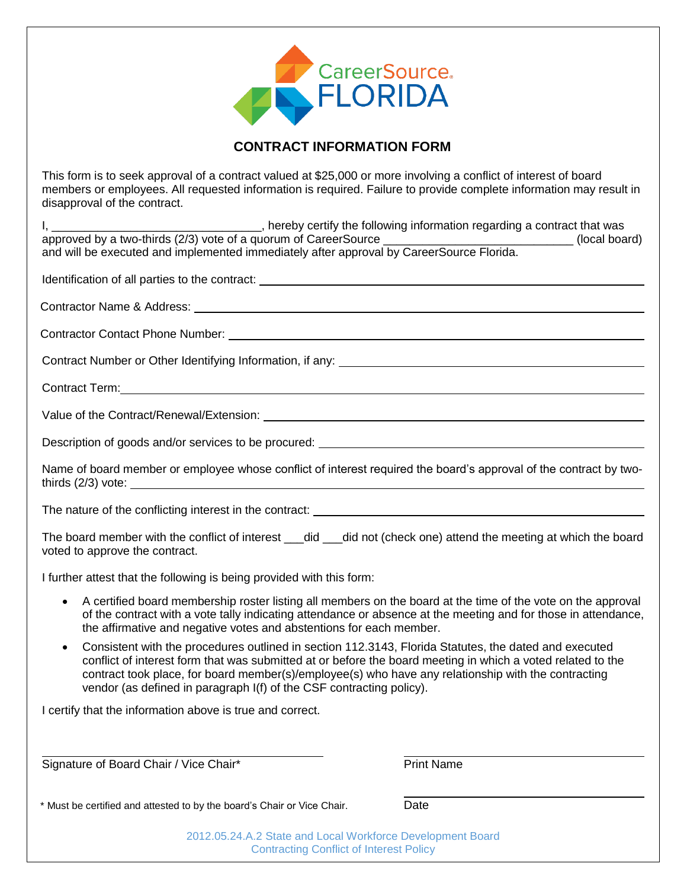CareerSource FLORIDA

## CONTRACT INFORMATION FORM

This form is to seek approval of a contract valued at $25,000 or more involving a conflict of interest of board members or employees. All requested information is required. Failure to provide complete information may result in disapproval of the contract.

I, _______________________________, hereby certify the following information regarding a contract that was approved by a two-thirds (2/3) vote of a quorum of CareerSource ____________________________ (local board) and will be executed and implemented immediately after approval by CareerSource Florida.

Identification of all parties to the contract: ______________________________

Contractor Name & Address: ______________________________

Contractor Contact Phone Number: ______________________________

Contract Number or Other Identifying Information, if any: ______________________________

Contract Term: ______________________________

Value of the Contract/Renewal/Extension: ______________________________

Description of goods and/or services to be procured: ______________________________

Name of board member or employee whose conflict of interest required the board's approval of the contract by two-thirds (2/3) vote: ______________________________

The nature of the conflicting interest in the contract: ______________________________

The board member with the conflict of interest ___did ___did not (check one) attend the meeting at which the board voted to approve the contract.

I further attest that the following is being provided with this form:

- A certified board membership roster listing all members on the board at the time of the vote on the approval of the contract with a vote tally indicating attendance or absence at the meeting and for those in attendance, the affirmative and negative votes and abstentions for each member.
- Consistent with the procedures outlined in section 112.3143, Florida Statutes, the dated and executed conflict of interest form that was submitted at or before the board meeting in which a voted related to the contract took place, for board member(s)/employee(s) who have any relationship with the contracting vendor (as defined in paragraph I(f) of the CSF contracting policy).

I certify that the information above is true and correct.

______________________________ ______________________________
Signature of Board Chair / Vice Chair* Print Name

______________________________
Date

\* Must be certified and attested to by the board's Chair or Vice Chair.

2012.05.24.A.2 State and Local Workforce Development Board
Contracting Conflict of Interest Policy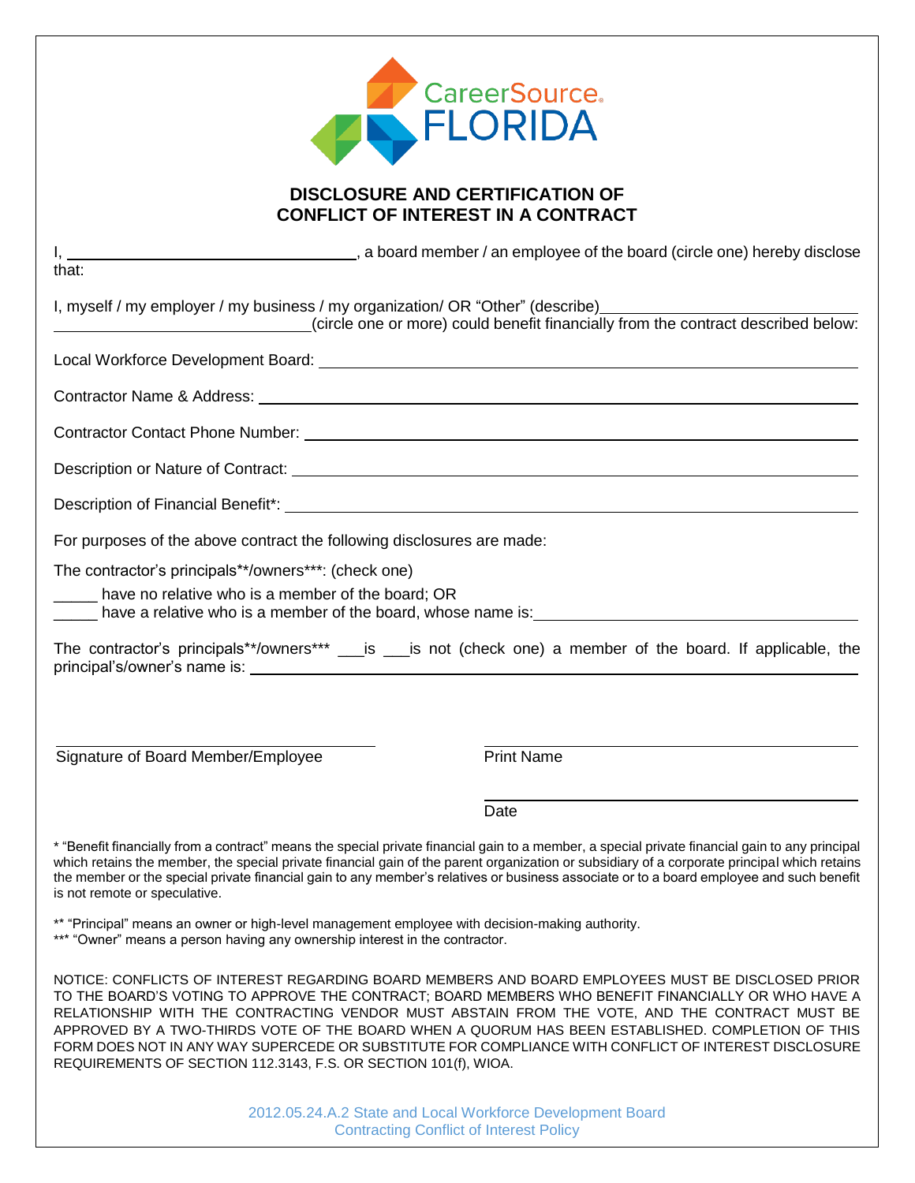CareerSource FLORIDA

## DISCLOSURE AND CERTIFICATION OF CONFLICT OF INTEREST IN A CONTRACT

I, ________________________________, a board member / an employee of the board (circle one) hereby disclose that:

I, myself / my employer / my business / my organization/ OR "Other" (describe)____________________________ ____________________________(circle one or more) could benefit financially from the contract described below:

Local Workforce Development Board: ____________________________________________

Contractor Name & Address: ____________________________________________

Contractor Contact Phone Number: ____________________________________________

Description or Nature of Contract: ____________________________________________

Description of Financial Benefit*: ____________________________________________

For purposes of the above contract the following disclosures are made:

The contractor's principals**/owners***: (check one)

_____ have no relative who is a member of the board; OR
_____ have a relative who is a member of the board, whose name is:____________________________

The contractor's principals**/owners*** ___is ___is not (check one) a member of the board. If applicable, the principal's/owner's name is: ____________________________________________

________________________________ Signature of Board Member/Employee

________________________________ Print Name

________________________________ Date

* "Benefit financially from a contract" means the special private financial gain to a member, a special private financial gain to any principal which retains the member, the special private financial gain of the parent organization or subsidiary of a corporate principal which retains the member or the special private financial gain to any member's relatives or business associate or to a board employee and such benefit is not remote or speculative.

** "Principal" means an owner or high-level management employee with decision-making authority.
*** "Owner" means a person having any ownership interest in the contractor.

NOTICE: CONFLICTS OF INTEREST REGARDING BOARD MEMBERS AND BOARD EMPLOYEES MUST BE DISCLOSED PRIOR TO THE BOARD'S VOTING TO APPROVE THE CONTRACT; BOARD MEMBERS WHO BENEFIT FINANCIALLY OR WHO HAVE A RELATIONSHIP WITH THE CONTRACTING VENDOR MUST ABSTAIN FROM THE VOTE, AND THE CONTRACT MUST BE APPROVED BY A TWO-THIRDS VOTE OF THE BOARD WHEN A QUORUM HAS BEEN ESTABLISHED. COMPLETION OF THIS FORM DOES NOT IN ANY WAY SUPERCEDE OR SUBSTITUTE FOR COMPLIANCE WITH CONFLICT OF INTEREST DISCLOSURE REQUIREMENTS OF SECTION 112.3143, F.S. OR SECTION 101(f), WIOA.